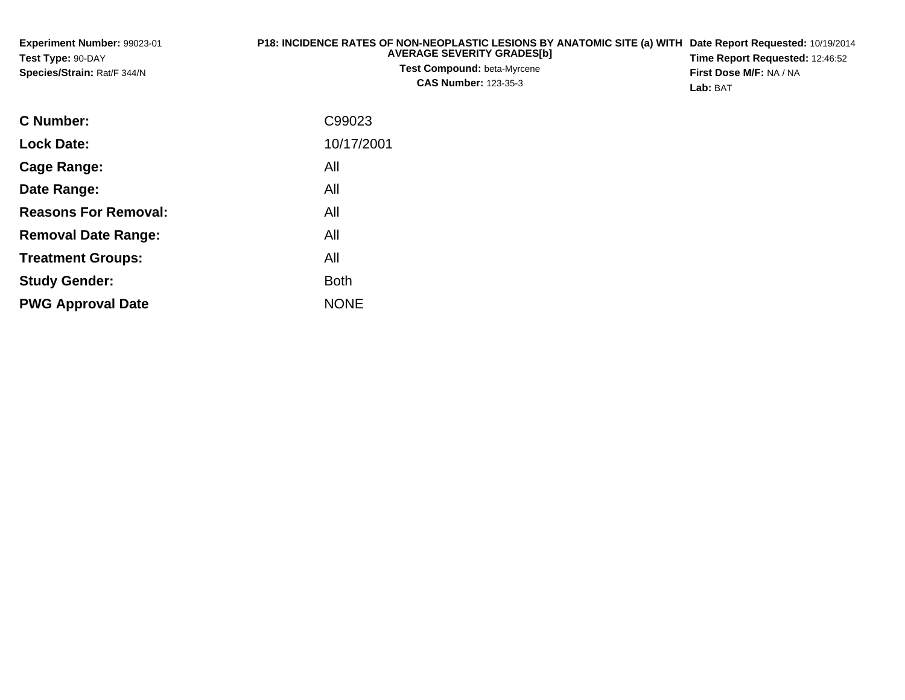**Experiment Number:** 99023-01
**Test Type:** 90-DAY
**Species/Strain:** Rat/F 344/N

**P18: INCIDENCE RATES OF NON-NEOPLASTIC LESIONS BY ANATOMIC SITE (a) WITH AVERAGE SEVERITY GRADES[b]**
**Test Compound:** beta-Myrcene
**CAS Number:** 123-35-3

**Date Report Requested:** 10/19/2014
**Time Report Requested:** 12:46:52
**First Dose M/F:** NA / NA
**Lab:** BAT

| | |
|---|---|
| **C Number:** | C99023 |
| **Lock Date:** | 10/17/2001 |
| **Cage Range:** | All |
| **Date Range:** | All |
| **Reasons For Removal:** | All |
| **Removal Date Range:** | All |
| **Treatment Groups:** | All |
| **Study Gender:** | Both |
| **PWG Approval Date** | NONE |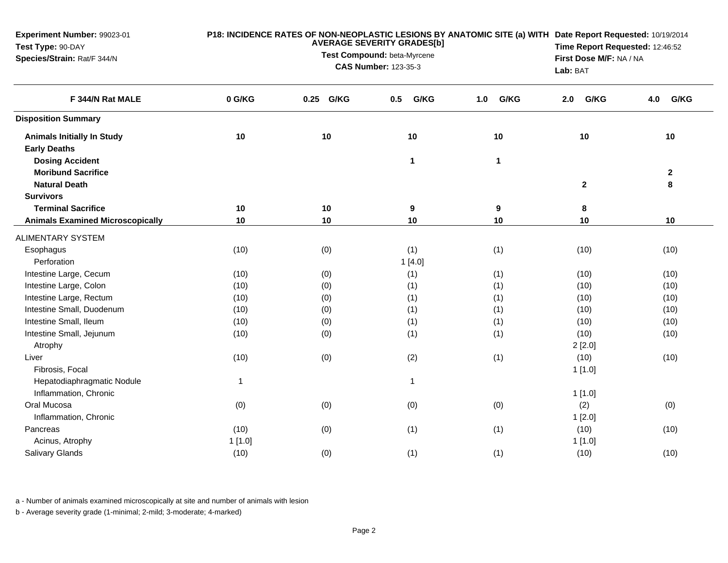**Experiment Number:** 99023-01
**Test Type:** 90-DAY
**Species/Strain:** Rat/F 344/N

**P18: INCIDENCE RATES OF NON-NEOPLASTIC LESIONS BY ANATOMIC SITE (a) WITH AVERAGE SEVERITY GRADES[b]**
**Test Compound:** beta-Myrcene
**CAS Number:** 123-35-3

**Date Report Requested:** 10/19/2014
**Time Report Requested:** 12:46:52
**First Dose M/F:** NA / NA
**Lab:** BAT

| F 344/N Rat MALE | 0 G/KG | 0.25 G/KG | 0.5 G/KG | 1.0 G/KG | 2.0 G/KG | 4.0 G/KG |
|---|---|---|---|---|---|---|
| **Disposition Summary** | | | | | | |
| **Animals Initially In Study** | **10** | **10** | **10** | **10** | **10** | **10** |
| **Early Deaths** | | | | | | |
| **Dosing Accident** | | | **1** | **1** | | |
| **Moribund Sacrifice** | | | | | | **2** |
| **Natural Death** | | | | | **2** | **8** |
| **Survivors** | | | | | | |
| **Terminal Sacrifice** | **10** | **10** | **9** | **9** | **8** | |
| **Animals Examined Microscopically** | **10** | **10** | **10** | **10** | **10** | **10** |
| ALIMENTARY SYSTEM | | | | | | |
| Esophagus | (10) | (0) | (1) | (1) | (10) | (10) |
| Perforation | | | 1 [4.0] | | | |
| Intestine Large, Cecum | (10) | (0) | (1) | (1) | (10) | (10) |
| Intestine Large, Colon | (10) | (0) | (1) | (1) | (10) | (10) |
| Intestine Large, Rectum | (10) | (0) | (1) | (1) | (10) | (10) |
| Intestine Small, Duodenum | (10) | (0) | (1) | (1) | (10) | (10) |
| Intestine Small, Ileum | (10) | (0) | (1) | (1) | (10) | (10) |
| Intestine Small, Jejunum | (10) | (0) | (1) | (1) | (10) | (10) |
| Atrophy | | | | | 2 [2.0] | |
| Liver | (10) | (0) | (2) | (1) | (10) | (10) |
| Fibrosis, Focal | | | | | 1 [1.0] | |
| Hepatodiaphragmatic Nodule | 1 | | 1 | | | |
| Inflammation, Chronic | | | | | 1 [1.0] | |
| Oral Mucosa | (0) | (0) | (0) | (0) | (2) | (0) |
| Inflammation, Chronic | | | | | 1 [2.0] | |
| Pancreas | (10) | (0) | (1) | (1) | (10) | (10) |
| Acinus, Atrophy | 1 [1.0] | | | | 1 [1.0] | |
| Salivary Glands | (10) | (0) | (1) | (1) | (10) | (10) |

a - Number of animals examined microscopically at site and number of animals with lesion

b - Average severity grade (1-minimal; 2-mild; 3-moderate; 4-marked)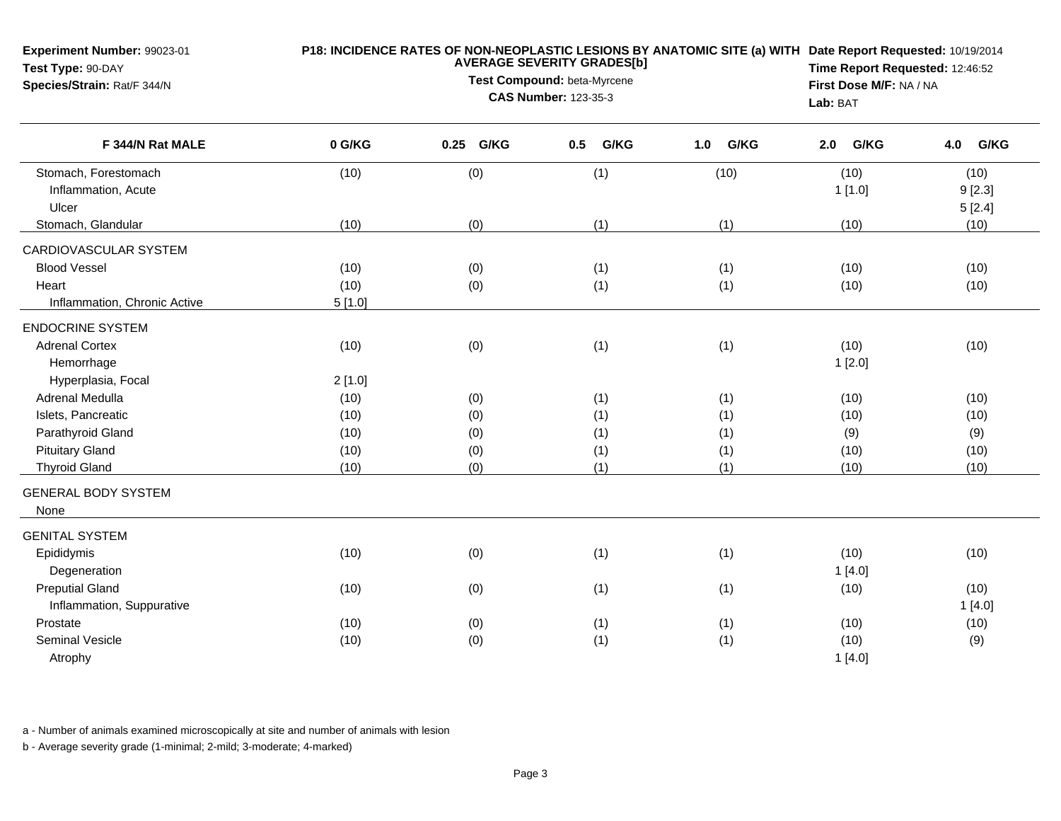**Experiment Number:** 99023-01
**Test Type:** 90-DAY
**Species/Strain:** Rat/F 344/N

**P18: INCIDENCE RATES OF NON-NEOPLASTIC LESIONS BY ANATOMIC SITE (a) WITH AVERAGE SEVERITY GRADES[b]**
**Test Compound:** beta-Myrcene
**CAS Number:** 123-35-3

**Date Report Requested:** 10/19/2014
**Time Report Requested:** 12:46:52
**First Dose M/F:** NA / NA
**Lab:** BAT

| F 344/N Rat MALE | 0 G/KG | 0.25 G/KG | 0.5 G/KG | 1.0 G/KG | 2.0 G/KG | 4.0 G/KG |
|---|---|---|---|---|---|---|
| Stomach, Forestomach | (10) | (0) | (1) | (10) | (10) | (10) |
| Inflammation, Acute | | | | | 1 [1.0] | 9 [2.3] |
| Ulcer | | | | | | 5 [2.4] |
| Stomach, Glandular | (10) | (0) | (1) | (1) | (10) | (10) |
| CARDIOVASCULAR SYSTEM | | | | | | |
| Blood Vessel | (10) | (0) | (1) | (1) | (10) | (10) |
| Heart | (10) | (0) | (1) | (1) | (10) | (10) |
| Inflammation, Chronic Active | 5 [1.0] | | | | | |
| ENDOCRINE SYSTEM | | | | | | |
| Adrenal Cortex | (10) | (0) | (1) | (1) | (10) | (10) |
| Hemorrhage | | | | | 1 [2.0] | |
| Hyperplasia, Focal | 2 [1.0] | | | | | |
| Adrenal Medulla | (10) | (0) | (1) | (1) | (10) | (10) |
| Islets, Pancreatic | (10) | (0) | (1) | (1) | (10) | (10) |
| Parathyroid Gland | (10) | (0) | (1) | (1) | (9) | (9) |
| Pituitary Gland | (10) | (0) | (1) | (1) | (10) | (10) |
| Thyroid Gland | (10) | (0) | (1) | (1) | (10) | (10) |
| GENERAL BODY SYSTEM | | | | | | |
| None | | | | | | |
| GENITAL SYSTEM | | | | | | |
| Epididymis | (10) | (0) | (1) | (1) | (10) | (10) |
| Degeneration | | | | | 1 [4.0] | |
| Preputial Gland | (10) | (0) | (1) | (1) | (10) | (10) |
| Inflammation, Suppurative | | | | | | 1 [4.0] |
| Prostate | (10) | (0) | (1) | (1) | (10) | (10) |
| Seminal Vesicle | (10) | (0) | (1) | (1) | (10) | (9) |
| Atrophy | | | | | 1 [4.0] | |

a - Number of animals examined microscopically at site and number of animals with lesion

b - Average severity grade (1-minimal; 2-mild; 3-moderate; 4-marked)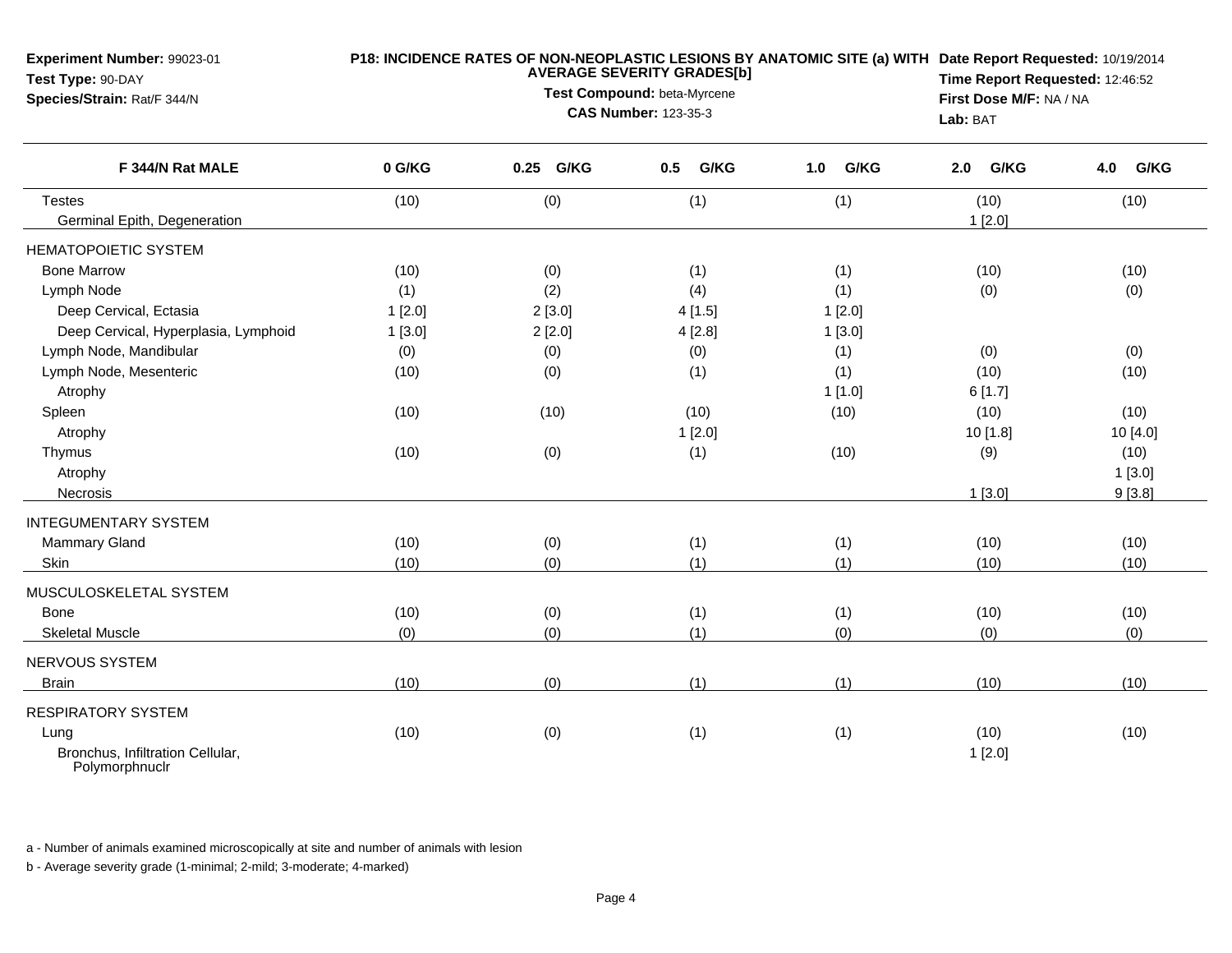**Experiment Number:** 99023-01
**Test Type:** 90-DAY
**Species/Strain:** Rat/F 344/N

**P18: INCIDENCE RATES OF NON-NEOPLASTIC LESIONS BY ANATOMIC SITE (a) WITH AVERAGE SEVERITY GRADES[b]**
**Test Compound:** beta-Myrcene
**CAS Number:** 123-35-3

**Date Report Requested:** 10/19/2014
**Time Report Requested:** 12:46:52
**First Dose M/F:** NA / NA
**Lab:** BAT

| F 344/N Rat MALE | 0 G/KG | 0.25 G/KG | 0.5 G/KG | 1.0 G/KG | 2.0 G/KG | 4.0 G/KG |
|---|---|---|---|---|---|---|
| Testes | (10) | (0) | (1) | (1) | (10) | (10) |
| Germinal Epith, Degeneration | | | | | 1 [2.0] | |
| HEMATOPOIETIC SYSTEM | | | | | | |
| Bone Marrow | (10) | (0) | (1) | (1) | (10) | (10) |
| Lymph Node | (1) | (2) | (4) | (1) | (0) | (0) |
| Deep Cervical, Ectasia | 1 [2.0] | 2 [3.0] | 4 [1.5] | 1 [2.0] | | |
| Deep Cervical, Hyperplasia, Lymphoid | 1 [3.0] | 2 [2.0] | 4 [2.8] | 1 [3.0] | | |
| Lymph Node, Mandibular | (0) | (0) | (0) | (1) | (0) | (0) |
| Lymph Node, Mesenteric | (10) | (0) | (1) | (1) | (10) | (10) |
| Atrophy | | | | 1 [1.0] | 6 [1.7] | |
| Spleen | (10) | (10) | (10) | (10) | (10) | (10) |
| Atrophy | | | 1 [2.0] | | 10 [1.8] | 10 [4.0] |
| Thymus | (10) | (0) | (1) | (10) | (9) | (10) |
| Atrophy | | | | | | 1 [3.0] |
| Necrosis | | | | | 1 [3.0] | 9 [3.8] |
| INTEGUMENTARY SYSTEM | | | | | | |
| Mammary Gland | (10) | (0) | (1) | (1) | (10) | (10) |
| Skin | (10) | (0) | (1) | (1) | (10) | (10) |
| MUSCULOSKELETAL SYSTEM | | | | | | |
| Bone | (10) | (0) | (1) | (1) | (10) | (10) |
| Skeletal Muscle | (0) | (0) | (1) | (0) | (0) | (0) |
| NERVOUS SYSTEM | | | | | | |
| Brain | (10) | (0) | (1) | (1) | (10) | (10) |
| RESPIRATORY SYSTEM | | | | | | |
| Lung | (10) | (0) | (1) | (1) | (10) | (10) |
| Bronchus, Infiltration Cellular, Polymorphnuclr | | | | | 1 [2.0] | |

a - Number of animals examined microscopically at site and number of animals with lesion

b - Average severity grade (1-minimal; 2-mild; 3-moderate; 4-marked)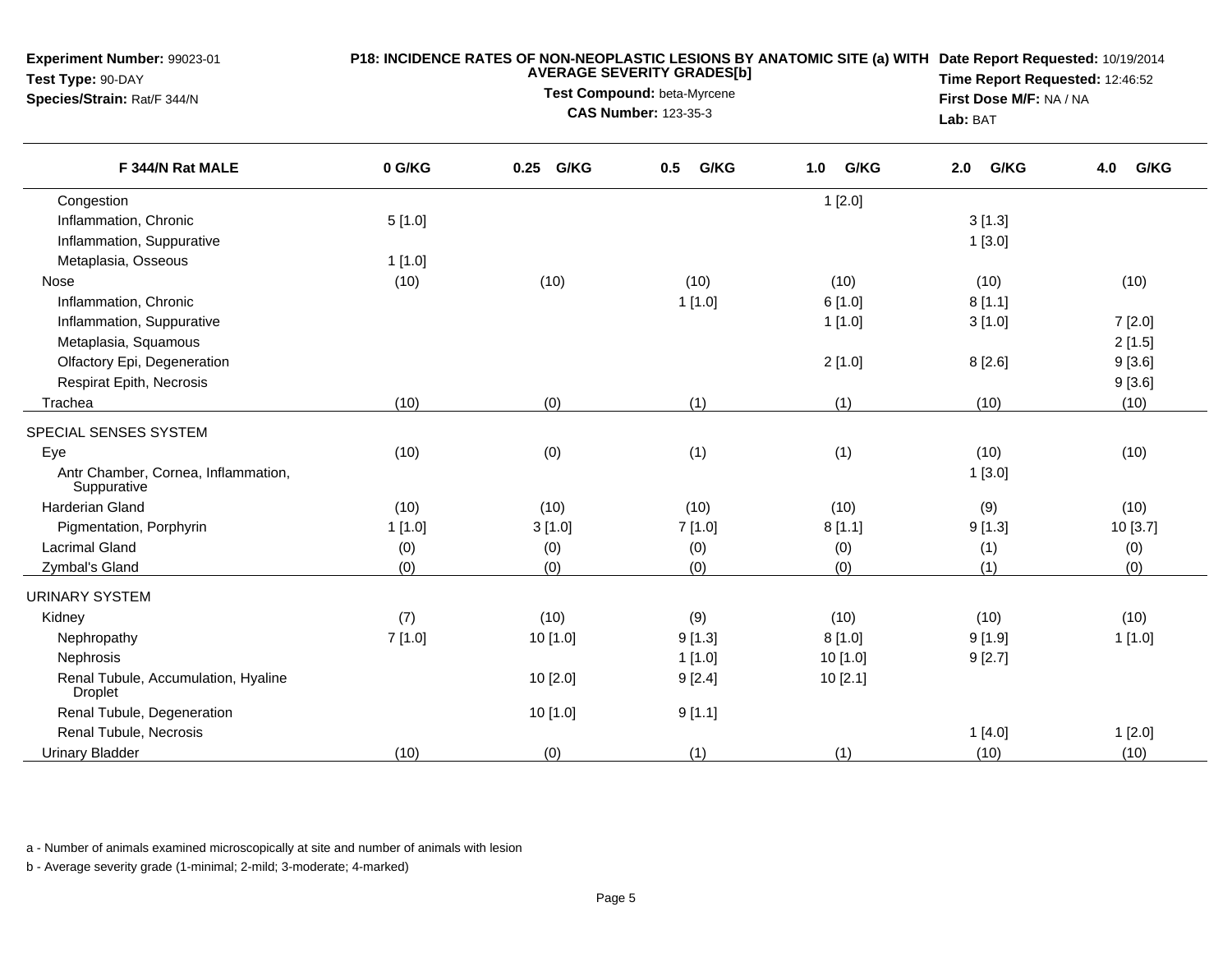**Experiment Number:** 99023-01
**Test Type:** 90-DAY
**Species/Strain:** Rat/F 344/N

**P18: INCIDENCE RATES OF NON-NEOPLASTIC LESIONS BY ANATOMIC SITE (a) WITH AVERAGE SEVERITY GRADES[b]**
**Test Compound:** beta-Myrcene
**CAS Number:** 123-35-3

**Date Report Requested:** 10/19/2014
**Time Report Requested:** 12:46:52
**First Dose M/F:** NA / NA
**Lab:** BAT

| F 344/N Rat MALE | 0 G/KG | 0.25 G/KG | 0.5 G/KG | 1.0 G/KG | 2.0 G/KG | 4.0 G/KG |
|---|---|---|---|---|---|---|
| Congestion | | | | 1 [2.0] | | |
| Inflammation, Chronic | 5 [1.0] | | | | 3 [1.3] | |
| Inflammation, Suppurative | | | | | 1 [3.0] | |
| Metaplasia, Osseous | 1 [1.0] | | | | | |
| Nose | (10) | (10) | (10) | (10) | (10) | (10) |
| Inflammation, Chronic | | | 1 [1.0] | 6 [1.0] | 8 [1.1] | |
| Inflammation, Suppurative | | | | 1 [1.0] | 3 [1.0] | 7 [2.0] |
| Metaplasia, Squamous | | | | | | 2 [1.5] |
| Olfactory Epi, Degeneration | | | | 2 [1.0] | 8 [2.6] | 9 [3.6] |
| Respirat Epith, Necrosis | | | | | | 9 [3.6] |
| Trachea | (10) | (0) | (1) | (1) | (10) | (10) |
| SPECIAL SENSES SYSTEM | | | | | | |
| Eye | (10) | (0) | (1) | (1) | (10) | (10) |
| Antr Chamber, Cornea, Inflammation, Suppurative | | | | | 1 [3.0] | |
| Harderian Gland | (10) | (10) | (10) | (10) | (9) | (10) |
| Pigmentation, Porphyrin | 1 [1.0] | 3 [1.0] | 7 [1.0] | 8 [1.1] | 9 [1.3] | 10 [3.7] |
| Lacrimal Gland | (0) | (0) | (0) | (0) | (1) | (0) |
| Zymbal's Gland | (0) | (0) | (0) | (0) | (1) | (0) |
| URINARY SYSTEM | | | | | | |
| Kidney | (7) | (10) | (9) | (10) | (10) | (10) |
| Nephropathy | 7 [1.0] | 10 [1.0] | 9 [1.3] | 8 [1.0] | 9 [1.9] | 1 [1.0] |
| Nephrosis | | | 1 [1.0] | 10 [1.0] | 9 [2.7] | |
| Renal Tubule, Accumulation, Hyaline Droplet | | 10 [2.0] | 9 [2.4] | 10 [2.1] | | |
| Renal Tubule, Degeneration | | 10 [1.0] | 9 [1.1] | | | |
| Renal Tubule, Necrosis | | | | | 1 [4.0] | 1 [2.0] |
| Urinary Bladder | (10) | (0) | (1) | (1) | (10) | (10) |

a - Number of animals examined microscopically at site and number of animals with lesion

b - Average severity grade (1-minimal; 2-mild; 3-moderate; 4-marked)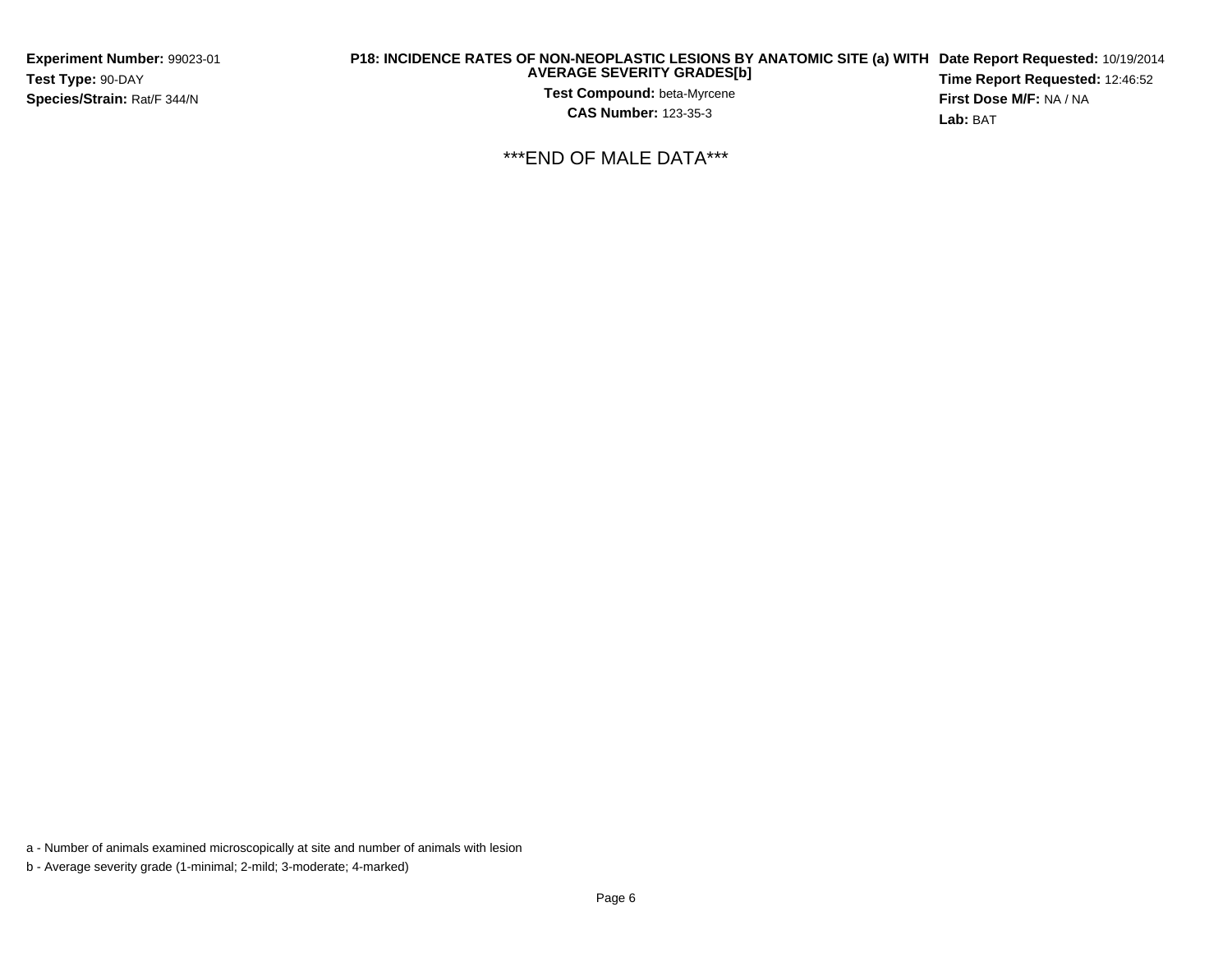**Experiment Number:** 99023-01
**Test Type:** 90-DAY
**Species/Strain:** Rat/F 344/N

**P18: INCIDENCE RATES OF NON-NEOPLASTIC LESIONS BY ANATOMIC SITE (a) WITH AVERAGE SEVERITY GRADES[b]**
**Test Compound:** beta-Myrcene
**CAS Number:** 123-35-3

**Date Report Requested:** 10/19/2014
**Time Report Requested:** 12:46:52
**First Dose M/F:** NA / NA
**Lab:** BAT

***END OF MALE DATA***

a - Number of animals examined microscopically at site and number of animals with lesion

b - Average severity grade (1-minimal; 2-mild; 3-moderate; 4-marked)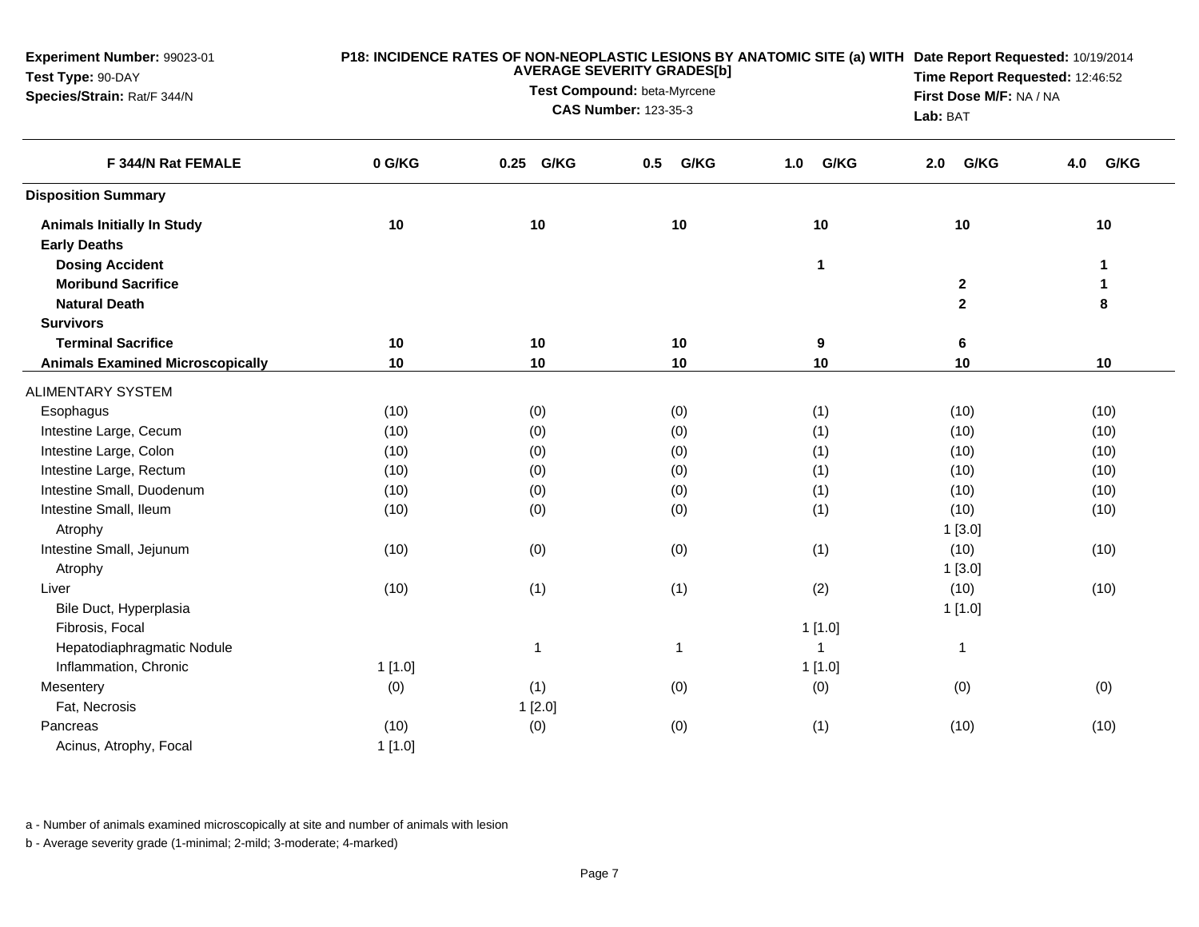**Experiment Number:** 99023-01
**Test Type:** 90-DAY
**Species/Strain:** Rat/F 344/N

**P18: INCIDENCE RATES OF NON-NEOPLASTIC LESIONS BY ANATOMIC SITE (a) WITH AVERAGE SEVERITY GRADES[b]**
**Test Compound:** beta-Myrcene
**CAS Number:** 123-35-3

**Date Report Requested:** 10/19/2014
**Time Report Requested:** 12:46:52
**First Dose M/F:** NA / NA
**Lab:** BAT

| F 344/N Rat FEMALE | 0 G/KG | 0.25 G/KG | 0.5 G/KG | 1.0 G/KG | 2.0 G/KG | 4.0 G/KG |
|---|---|---|---|---|---|---|
| **Disposition Summary** | | | | | | |
| **Animals Initially In Study** | **10** | **10** | **10** | **10** | **10** | **10** |
| **Early Deaths** | | | | | | |
| **Dosing Accident** | | | | **1** | | **1** |
| **Moribund Sacrifice** | | | | | **2** | **1** |
| **Natural Death** | | | | | **2** | **8** |
| **Survivors** | | | | | | |
| **Terminal Sacrifice** | **10** | **10** | **10** | **9** | **6** | |
| **Animals Examined Microscopically** | **10** | **10** | **10** | **10** | **10** | **10** |
| ALIMENTARY SYSTEM | | | | | | |
| Esophagus | (10) | (0) | (0) | (1) | (10) | (10) |
| Intestine Large, Cecum | (10) | (0) | (0) | (1) | (10) | (10) |
| Intestine Large, Colon | (10) | (0) | (0) | (1) | (10) | (10) |
| Intestine Large, Rectum | (10) | (0) | (0) | (1) | (10) | (10) |
| Intestine Small, Duodenum | (10) | (0) | (0) | (1) | (10) | (10) |
| Intestine Small, Ileum | (10) | (0) | (0) | (1) | (10) | (10) |
| Atrophy | | | | | 1 [3.0] | |
| Intestine Small, Jejunum | (10) | (0) | (0) | (1) | (10) | (10) |
| Atrophy | | | | | 1 [3.0] | |
| Liver | (10) | (1) | (1) | (2) | (10) | (10) |
| Bile Duct, Hyperplasia | | | | | 1 [1.0] | |
| Fibrosis, Focal | | | | 1 [1.0] | | |
| Hepatodiaphragmatic Nodule | | 1 | 1 | 1 | 1 | |
| Inflammation, Chronic | 1 [1.0] | | | 1 [1.0] | | |
| Mesentery | (0) | (1) | (0) | (0) | (0) | (0) |
| Fat, Necrosis | | 1 [2.0] | | | | |
| Pancreas | (10) | (0) | (0) | (1) | (10) | (10) |
| Acinus, Atrophy, Focal | 1 [1.0] | | | | | |

a - Number of animals examined microscopically at site and number of animals with lesion

b - Average severity grade (1-minimal; 2-mild; 3-moderate; 4-marked)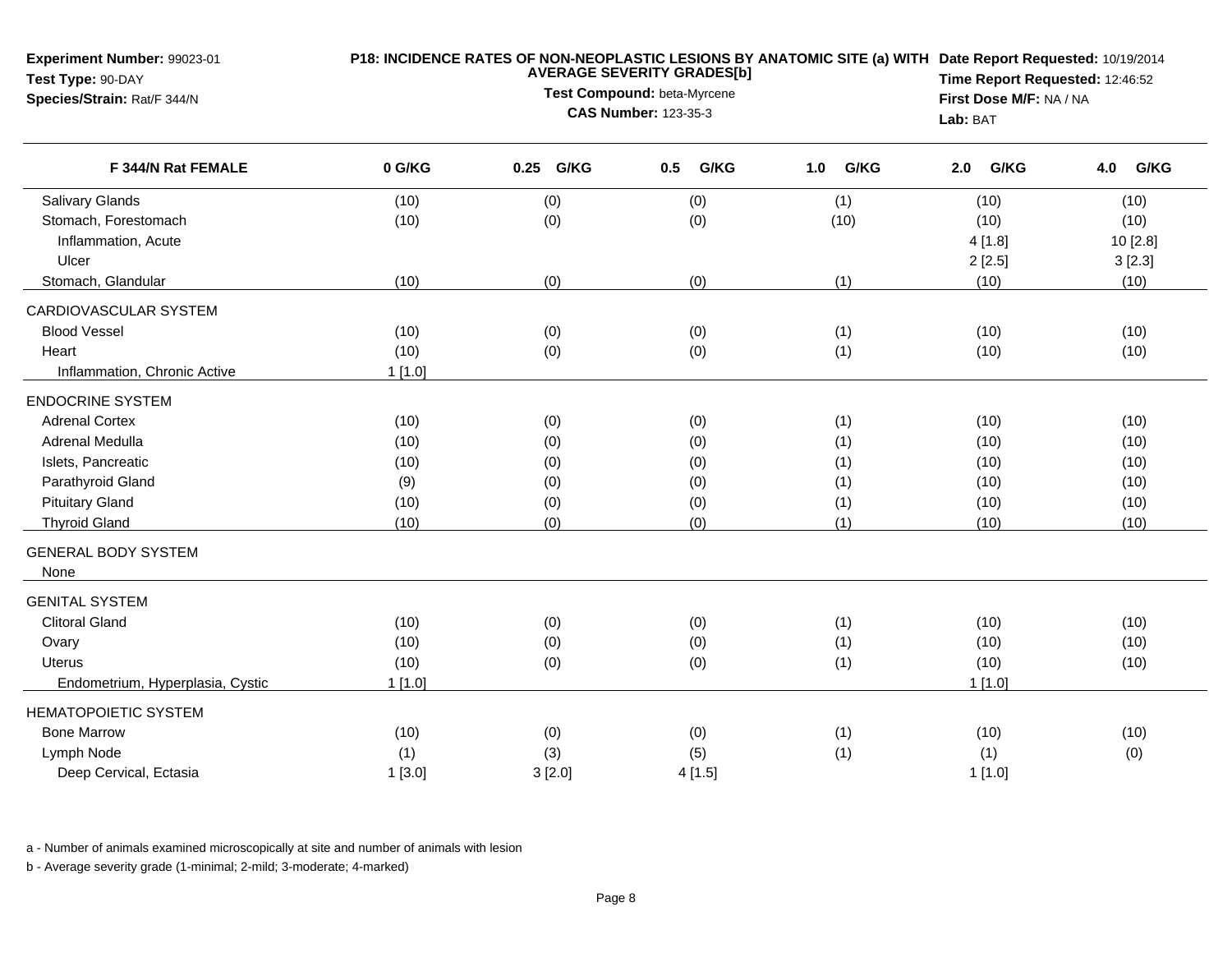**Experiment Number:** 99023-01
**Test Type:** 90-DAY
**Species/Strain:** Rat/F 344/N

**P18: INCIDENCE RATES OF NON-NEOPLASTIC LESIONS BY ANATOMIC SITE (a) WITH AVERAGE SEVERITY GRADES[b]**
**Test Compound:** beta-Myrcene
**CAS Number:** 123-35-3

**Date Report Requested:** 10/19/2014
**Time Report Requested:** 12:46:52
**First Dose M/F:** NA / NA
**Lab:** BAT

| F 344/N Rat FEMALE | 0 G/KG | 0.25 G/KG | 0.5 G/KG | 1.0 G/KG | 2.0 G/KG | 4.0 G/KG |
|---|---|---|---|---|---|---|
| Salivary Glands | (10) | (0) | (0) | (1) | (10) | (10) |
| Stomach, Forestomach | (10) | (0) | (0) | (10) | (10) | (10) |
| Inflammation, Acute | | | | | 4 [1.8] | 10 [2.8] |
| Ulcer | | | | | 2 [2.5] | 3 [2.3] |
| Stomach, Glandular | (10) | (0) | (0) | (1) | (10) | (10) |
| CARDIOVASCULAR SYSTEM | | | | | | |
| Blood Vessel | (10) | (0) | (0) | (1) | (10) | (10) |
| Heart | (10) | (0) | (0) | (1) | (10) | (10) |
| Inflammation, Chronic Active | 1 [1.0] | | | | | |
| ENDOCRINE SYSTEM | | | | | | |
| Adrenal Cortex | (10) | (0) | (0) | (1) | (10) | (10) |
| Adrenal Medulla | (10) | (0) | (0) | (1) | (10) | (10) |
| Islets, Pancreatic | (10) | (0) | (0) | (1) | (10) | (10) |
| Parathyroid Gland | (9) | (0) | (0) | (1) | (10) | (10) |
| Pituitary Gland | (10) | (0) | (0) | (1) | (10) | (10) |
| Thyroid Gland | (10) | (0) | (0) | (1) | (10) | (10) |
| GENERAL BODY SYSTEM | | | | | | |
| None | | | | | | |
| GENITAL SYSTEM | | | | | | |
| Clitoral Gland | (10) | (0) | (0) | (1) | (10) | (10) |
| Ovary | (10) | (0) | (0) | (1) | (10) | (10) |
| Uterus | (10) | (0) | (0) | (1) | (10) | (10) |
| Endometrium, Hyperplasia, Cystic | 1 [1.0] | | | | 1 [1.0] | |
| HEMATOPOIETIC SYSTEM | | | | | | |
| Bone Marrow | (10) | (0) | (0) | (1) | (10) | (10) |
| Lymph Node | (1) | (3) | (5) | (1) | (1) | (0) |
| Deep Cervical, Ectasia | 1 [3.0] | 3 [2.0] | 4 [1.5] | | 1 [1.0] | |

a - Number of animals examined microscopically at site and number of animals with lesion

b - Average severity grade (1-minimal; 2-mild; 3-moderate; 4-marked)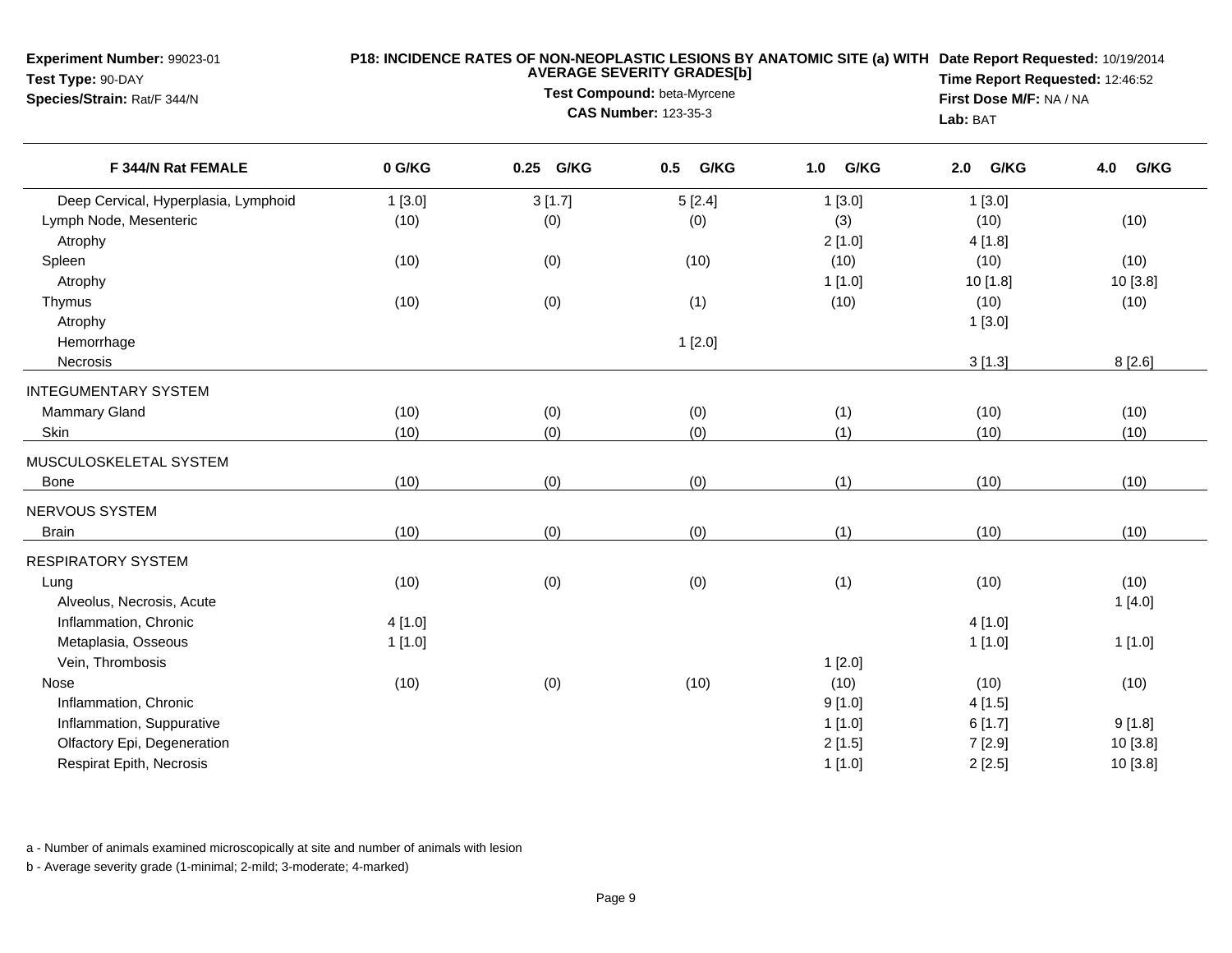**Experiment Number:** 99023-01
**Test Type:** 90-DAY
**Species/Strain:** Rat/F 344/N

**P18: INCIDENCE RATES OF NON-NEOPLASTIC LESIONS BY ANATOMIC SITE (a) WITH AVERAGE SEVERITY GRADES[b]**
**Test Compound:** beta-Myrcene
**CAS Number:** 123-35-3

**Date Report Requested:** 10/19/2014
**Time Report Requested:** 12:46:52
**First Dose M/F:** NA / NA
**Lab:** BAT

| F 344/N Rat FEMALE | 0 G/KG | 0.25 G/KG | 0.5 G/KG | 1.0 G/KG | 2.0 G/KG | 4.0 G/KG |
|---|---|---|---|---|---|---|
| Deep Cervical, Hyperplasia, Lymphoid | 1 [3.0] | 3 [1.7] | 5 [2.4] | 1 [3.0] | 1 [3.0] | |
| Lymph Node, Mesenteric | (10) | (0) | (0) | (3) | (10) | (10) |
| Atrophy | | | | 2 [1.0] | 4 [1.8] | |
| Spleen | (10) | (0) | (10) | (10) | (10) | (10) |
| Atrophy | | | | 1 [1.0] | 10 [1.8] | 10 [3.8] |
| Thymus | (10) | (0) | (1) | (10) | (10) | (10) |
| Atrophy | | | | | 1 [3.0] | |
| Hemorrhage | | | 1 [2.0] | | | |
| Necrosis | | | | | 3 [1.3] | 8 [2.6] |
| INTEGUMENTARY SYSTEM | | | | | | |
| Mammary Gland | (10) | (0) | (0) | (1) | (10) | (10) |
| Skin | (10) | (0) | (0) | (1) | (10) | (10) |
| MUSCULOSKELETAL SYSTEM | | | | | | |
| Bone | (10) | (0) | (0) | (1) | (10) | (10) |
| NERVOUS SYSTEM | | | | | | |
| Brain | (10) | (0) | (0) | (1) | (10) | (10) |
| RESPIRATORY SYSTEM | | | | | | |
| Lung | (10) | (0) | (0) | (1) | (10) | (10) |
| Alveolus, Necrosis, Acute | | | | | | 1 [4.0] |
| Inflammation, Chronic | 4 [1.0] | | | | 4 [1.0] | |
| Metaplasia, Osseous | 1 [1.0] | | | | 1 [1.0] | 1 [1.0] |
| Vein, Thrombosis | | | | 1 [2.0] | | |
| Nose | (10) | (0) | (10) | (10) | (10) | (10) |
| Inflammation, Chronic | | | | 9 [1.0] | 4 [1.5] | |
| Inflammation, Suppurative | | | | 1 [1.0] | 6 [1.7] | 9 [1.8] |
| Olfactory Epi, Degeneration | | | | 2 [1.5] | 7 [2.9] | 10 [3.8] |
| Respirat Epith, Necrosis | | | | 1 [1.0] | 2 [2.5] | 10 [3.8] |

a - Number of animals examined microscopically at site and number of animals with lesion

b - Average severity grade (1-minimal; 2-mild; 3-moderate; 4-marked)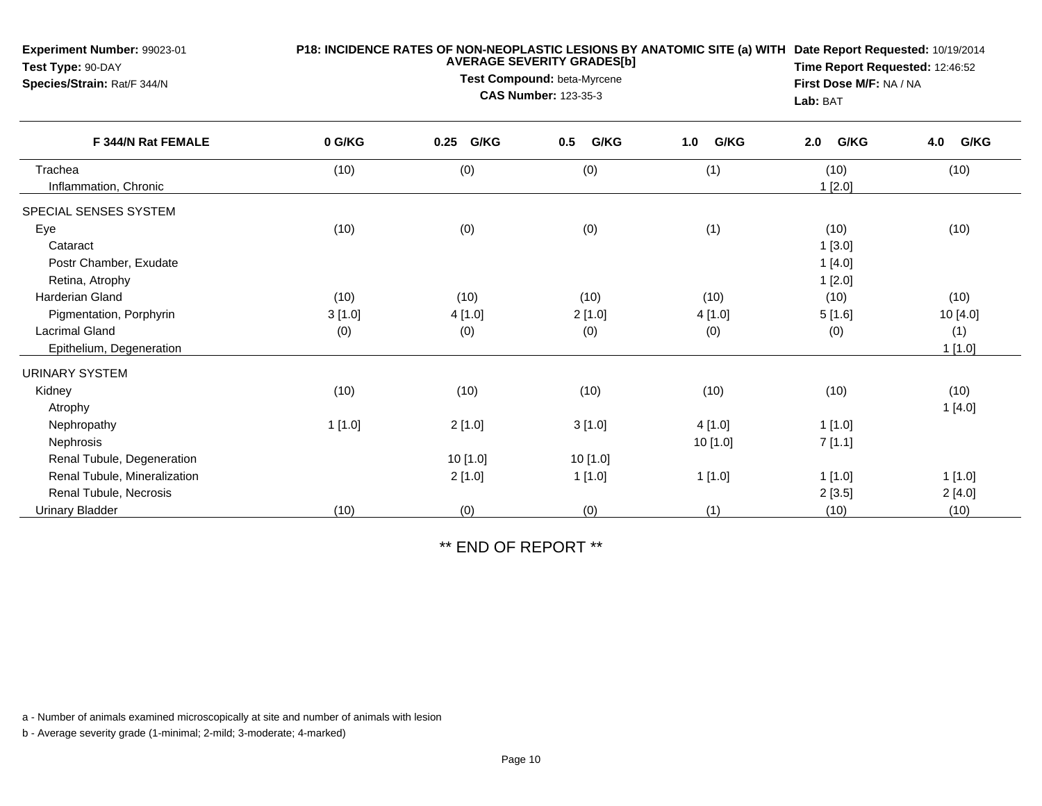**Experiment Number:** 99023-01
**Test Type:** 90-DAY
**Species/Strain:** Rat/F 344/N

**P18: INCIDENCE RATES OF NON-NEOPLASTIC LESIONS BY ANATOMIC SITE (a) WITH AVERAGE SEVERITY GRADES[b]**

**Test Compound:** beta-Myrcene
**CAS Number:** 123-35-3

**Date Report Requested:** 10/19/2014
**Time Report Requested:** 12:46:52
**First Dose M/F:** NA / NA
**Lab:** BAT

| F 344/N Rat FEMALE | 0 G/KG | 0.25 G/KG | 0.5 G/KG | 1.0 G/KG | 2.0 G/KG | 4.0 G/KG |
|---|---|---|---|---|---|---|
| Trachea | (10) | (0) | (0) | (1) | (10) | (10) |
| Inflammation, Chronic | | | | | 1 [2.0] | |
| SPECIAL SENSES SYSTEM | | | | | | |
| Eye | (10) | (0) | (0) | (1) | (10) | (10) |
| Cataract | | | | | 1 [3.0] | |
| Postr Chamber, Exudate | | | | | 1 [4.0] | |
| Retina, Atrophy | | | | | 1 [2.0] | |
| Harderian Gland | (10) | (10) | (10) | (10) | (10) | (10) |
| Pigmentation, Porphyrin | 3 [1.0] | 4 [1.0] | 2 [1.0] | 4 [1.0] | 5 [1.6] | 10 [4.0] |
| Lacrimal Gland | (0) | (0) | (0) | (0) | (0) | (1) |
| Epithelium, Degeneration | | | | | | 1 [1.0] |
| URINARY SYSTEM | | | | | | |
| Kidney | (10) | (10) | (10) | (10) | (10) | (10) |
| Atrophy | | | | | | 1 [4.0] |
| Nephropathy | 1 [1.0] | 2 [1.0] | 3 [1.0] | 4 [1.0] | 1 [1.0] | |
| Nephrosis | | | | 10 [1.0] | 7 [1.1] | |
| Renal Tubule, Degeneration | | 10 [1.0] | 10 [1.0] | | | |
| Renal Tubule, Mineralization | | 2 [1.0] | 1 [1.0] | 1 [1.0] | 1 [1.0] | 1 [1.0] |
| Renal Tubule, Necrosis | | | | | 2 [3.5] | 2 [4.0] |
| Urinary Bladder | (10) | (0) | (0) | (1) | (10) | (10) |

** END OF REPORT **

a - Number of animals examined microscopically at site and number of animals with lesion

b - Average severity grade (1-minimal; 2-mild; 3-moderate; 4-marked)